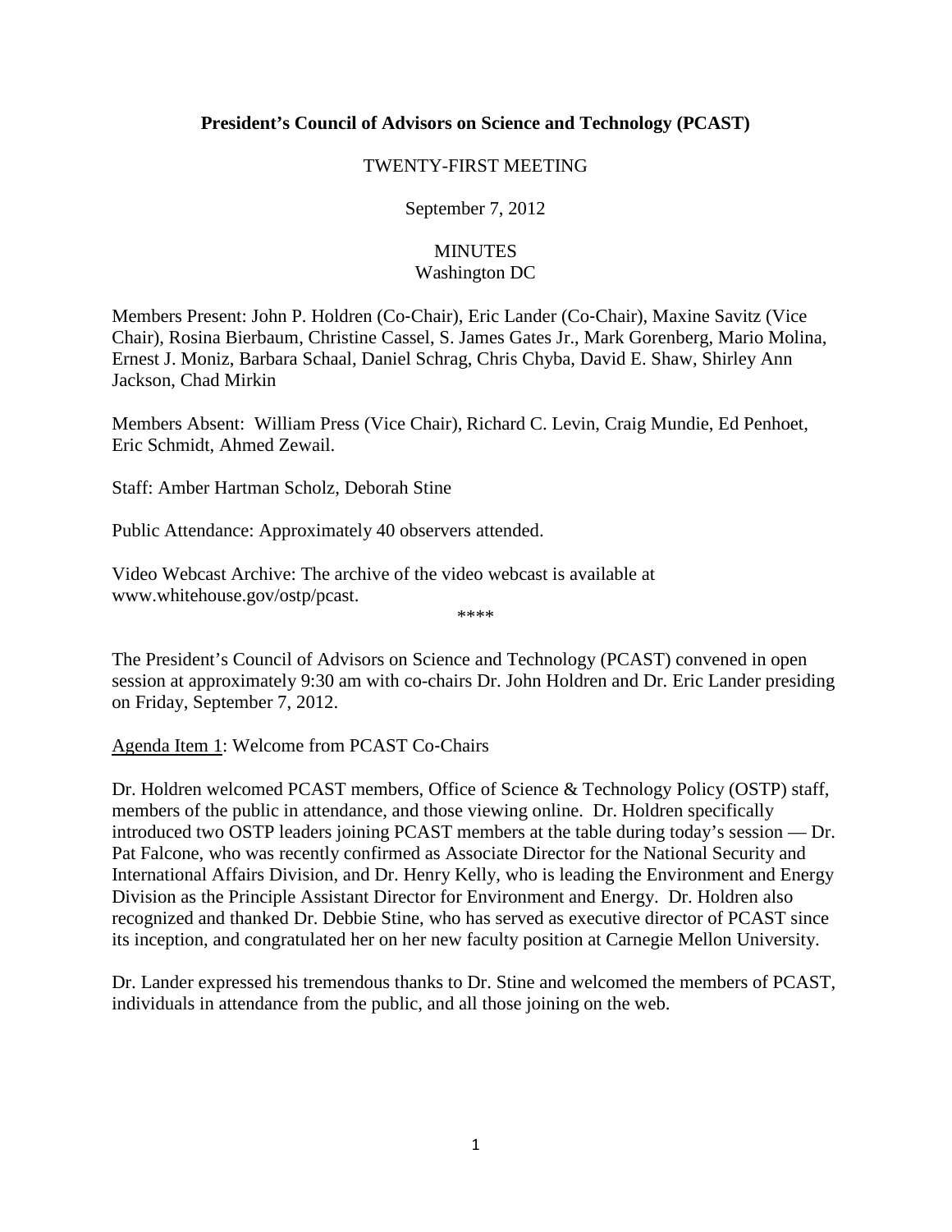**President's Council of Advisors on Science and Technology (PCAST)**

TWENTY-FIRST MEETING

September 7, 2012

MINUTES
Washington DC

Members Present: John P. Holdren (Co-Chair), Eric Lander (Co-Chair), Maxine Savitz (Vice Chair), Rosina Bierbaum, Christine Cassel, S. James Gates Jr., Mark Gorenberg, Mario Molina, Ernest J. Moniz, Barbara Schaal, Daniel Schrag, Chris Chyba, David E. Shaw, Shirley Ann Jackson, Chad Mirkin

Members Absent: William Press (Vice Chair), Richard C. Levin, Craig Mundie, Ed Penhoet, Eric Schmidt, Ahmed Zewail.

Staff: Amber Hartman Scholz, Deborah Stine

Public Attendance: Approximately 40 observers attended.

Video Webcast Archive: The archive of the video webcast is available at www.whitehouse.gov/ostp/pcast.

****

The President's Council of Advisors on Science and Technology (PCAST) convened in open session at approximately 9:30 am with co-chairs Dr. John Holdren and Dr. Eric Lander presiding on Friday, September 7, 2012.

Agenda Item 1: Welcome from PCAST Co-Chairs

Dr. Holdren welcomed PCAST members, Office of Science & Technology Policy (OSTP) staff, members of the public in attendance, and those viewing online. Dr. Holdren specifically introduced two OSTP leaders joining PCAST members at the table during today's session — Dr. Pat Falcone, who was recently confirmed as Associate Director for the National Security and International Affairs Division, and Dr. Henry Kelly, who is leading the Environment and Energy Division as the Principle Assistant Director for Environment and Energy. Dr. Holdren also recognized and thanked Dr. Debbie Stine, who has served as executive director of PCAST since its inception, and congratulated her on her new faculty position at Carnegie Mellon University.

Dr. Lander expressed his tremendous thanks to Dr. Stine and welcomed the members of PCAST, individuals in attendance from the public, and all those joining on the web.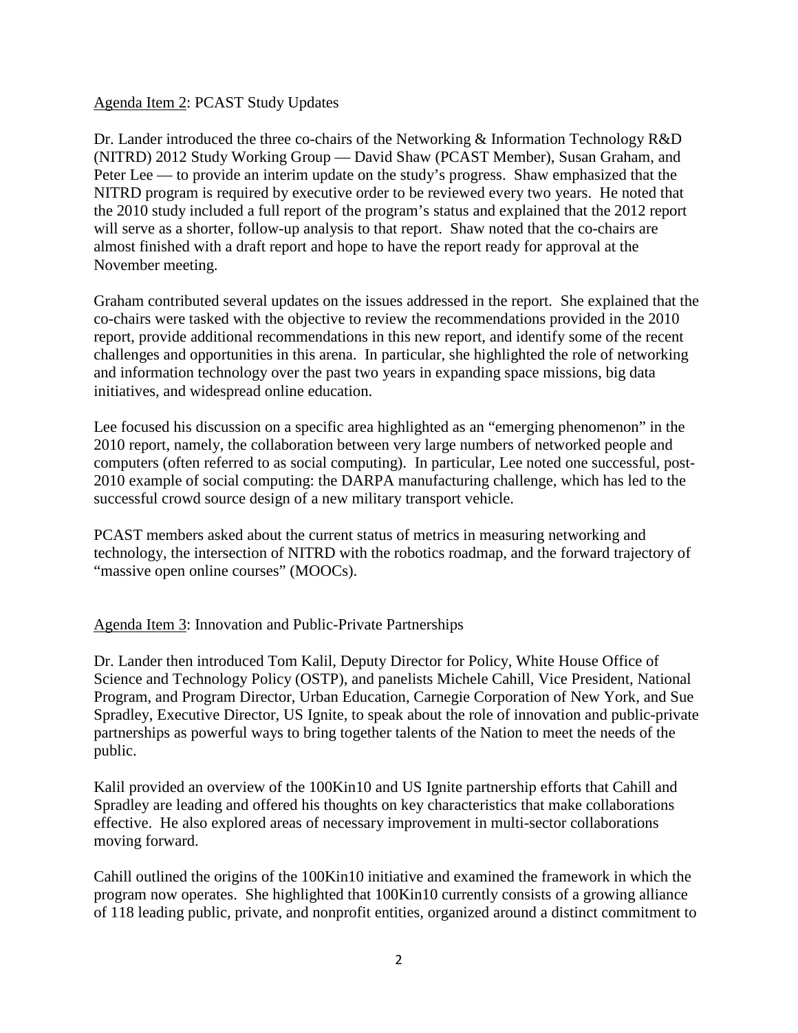<u>Agenda Item 2</u>: PCAST Study Updates

Dr. Lander introduced the three co-chairs of the Networking & Information Technology R&D (NITRD) 2012 Study Working Group — David Shaw (PCAST Member), Susan Graham, and Peter Lee — to provide an interim update on the study's progress. Shaw emphasized that the NITRD program is required by executive order to be reviewed every two years. He noted that the 2010 study included a full report of the program's status and explained that the 2012 report will serve as a shorter, follow-up analysis to that report. Shaw noted that the co-chairs are almost finished with a draft report and hope to have the report ready for approval at the November meeting.

Graham contributed several updates on the issues addressed in the report. She explained that the co-chairs were tasked with the objective to review the recommendations provided in the 2010 report, provide additional recommendations in this new report, and identify some of the recent challenges and opportunities in this arena. In particular, she highlighted the role of networking and information technology over the past two years in expanding space missions, big data initiatives, and widespread online education.

Lee focused his discussion on a specific area highlighted as an "emerging phenomenon" in the 2010 report, namely, the collaboration between very large numbers of networked people and computers (often referred to as social computing). In particular, Lee noted one successful, post-2010 example of social computing: the DARPA manufacturing challenge, which has led to the successful crowd source design of a new military transport vehicle.

PCAST members asked about the current status of metrics in measuring networking and technology, the intersection of NITRD with the robotics roadmap, and the forward trajectory of "massive open online courses" (MOOCs).

<u>Agenda Item 3</u>: Innovation and Public-Private Partnerships

Dr. Lander then introduced Tom Kalil, Deputy Director for Policy, White House Office of Science and Technology Policy (OSTP), and panelists Michele Cahill, Vice President, National Program, and Program Director, Urban Education, Carnegie Corporation of New York, and Sue Spradley, Executive Director, US Ignite, to speak about the role of innovation and public-private partnerships as powerful ways to bring together talents of the Nation to meet the needs of the public.

Kalil provided an overview of the 100Kin10 and US Ignite partnership efforts that Cahill and Spradley are leading and offered his thoughts on key characteristics that make collaborations effective. He also explored areas of necessary improvement in multi-sector collaborations moving forward.

Cahill outlined the origins of the 100Kin10 initiative and examined the framework in which the program now operates. She highlighted that 100Kin10 currently consists of a growing alliance of 118 leading public, private, and nonprofit entities, organized around a distinct commitment to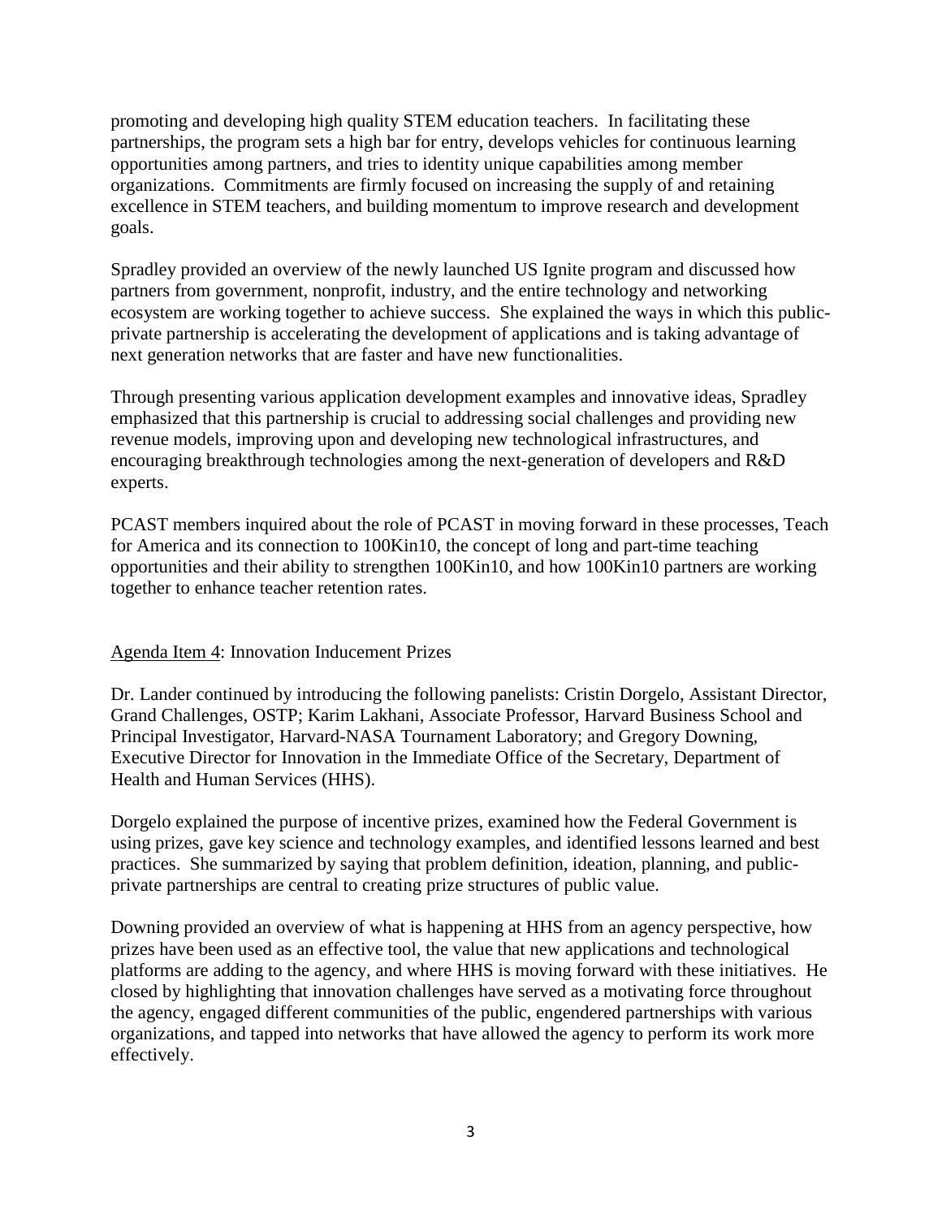promoting and developing high quality STEM education teachers. In facilitating these partnerships, the program sets a high bar for entry, develops vehicles for continuous learning opportunities among partners, and tries to identity unique capabilities among member organizations. Commitments are firmly focused on increasing the supply of and retaining excellence in STEM teachers, and building momentum to improve research and development goals.

Spradley provided an overview of the newly launched US Ignite program and discussed how partners from government, nonprofit, industry, and the entire technology and networking ecosystem are working together to achieve success. She explained the ways in which this public-private partnership is accelerating the development of applications and is taking advantage of next generation networks that are faster and have new functionalities.

Through presenting various application development examples and innovative ideas, Spradley emphasized that this partnership is crucial to addressing social challenges and providing new revenue models, improving upon and developing new technological infrastructures, and encouraging breakthrough technologies among the next-generation of developers and R&D experts.

PCAST members inquired about the role of PCAST in moving forward in these processes, Teach for America and its connection to 100Kin10, the concept of long and part-time teaching opportunities and their ability to strengthen 100Kin10, and how 100Kin10 partners are working together to enhance teacher retention rates.

Agenda Item 4: Innovation Inducement Prizes

Dr. Lander continued by introducing the following panelists: Cristin Dorgelo, Assistant Director, Grand Challenges, OSTP; Karim Lakhani, Associate Professor, Harvard Business School and Principal Investigator, Harvard-NASA Tournament Laboratory; and Gregory Downing, Executive Director for Innovation in the Immediate Office of the Secretary, Department of Health and Human Services (HHS).

Dorgelo explained the purpose of incentive prizes, examined how the Federal Government is using prizes, gave key science and technology examples, and identified lessons learned and best practices. She summarized by saying that problem definition, ideation, planning, and public-private partnerships are central to creating prize structures of public value.

Downing provided an overview of what is happening at HHS from an agency perspective, how prizes have been used as an effective tool, the value that new applications and technological platforms are adding to the agency, and where HHS is moving forward with these initiatives. He closed by highlighting that innovation challenges have served as a motivating force throughout the agency, engaged different communities of the public, engendered partnerships with various organizations, and tapped into networks that have allowed the agency to perform its work more effectively.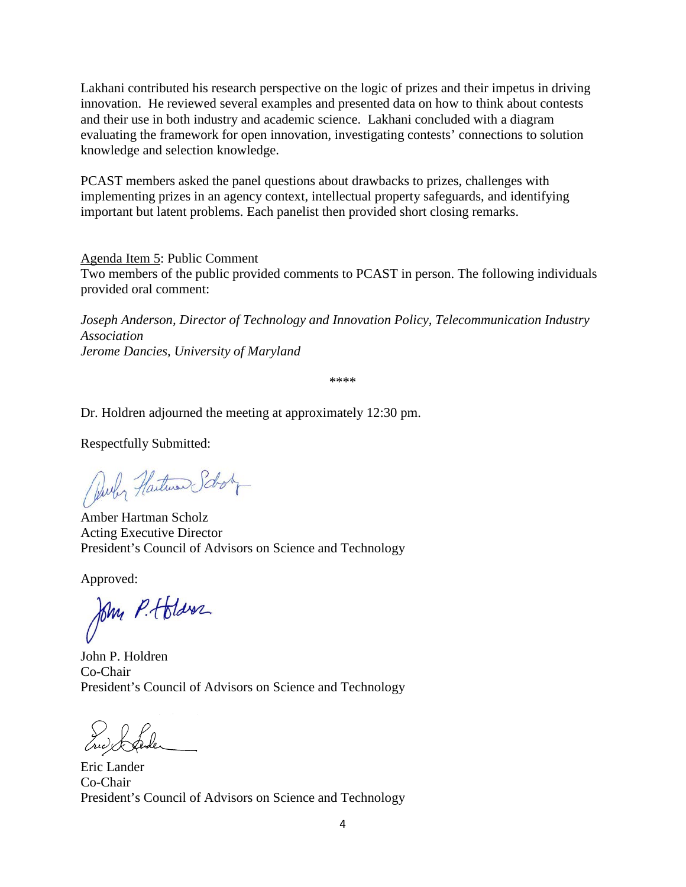Lakhani contributed his research perspective on the logic of prizes and their impetus in driving innovation. He reviewed several examples and presented data on how to think about contests and their use in both industry and academic science. Lakhani concluded with a diagram evaluating the framework for open innovation, investigating contests' connections to solution knowledge and selection knowledge.

PCAST members asked the panel questions about drawbacks to prizes, challenges with implementing prizes in an agency context, intellectual property safeguards, and identifying important but latent problems. Each panelist then provided short closing remarks.

Agenda Item 5: Public Comment

Two members of the public provided comments to PCAST in person. The following individuals provided oral comment:

*Joseph Anderson, Director of Technology and Innovation Policy, Telecommunication Industry Association*

*Jerome Dancies, University of Maryland*

****

Dr. Holdren adjourned the meeting at approximately 12:30 pm.

Respectfully Submitted:

Amber Hartman Scholz
Acting Executive Director
President's Council of Advisors on Science and Technology

Approved:

John P. Holdren
Co-Chair
President's Council of Advisors on Science and Technology

Eric Lander
Co-Chair
President's Council of Advisors on Science and Technology